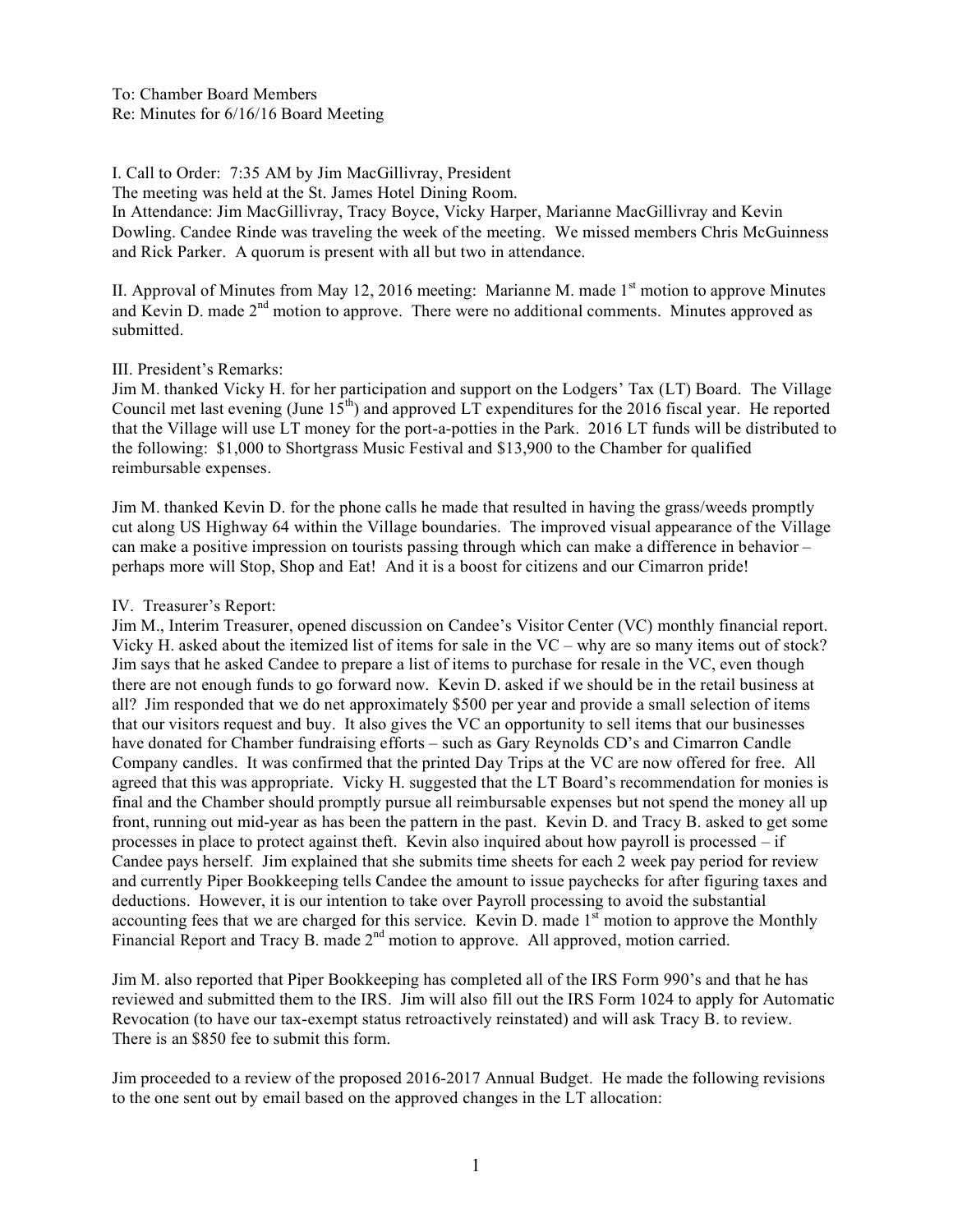To: Chamber Board Members
Re: Minutes for 6/16/16 Board Meeting

I. Call to Order: 7:35 AM by Jim MacGillivray, President
The meeting was held at the St. James Hotel Dining Room.
In Attendance: Jim MacGillivray, Tracy Boyce, Vicky Harper, Marianne MacGillivray and Kevin Dowling. Candee Rinde was traveling the week of the meeting. We missed members Chris McGuinness and Rick Parker. A quorum is present with all but two in attendance.

II. Approval of Minutes from May 12, 2016 meeting: Marianne M. made 1st motion to approve Minutes and Kevin D. made 2nd motion to approve. There were no additional comments. Minutes approved as submitted.

III. President's Remarks:
Jim M. thanked Vicky H. for her participation and support on the Lodgers' Tax (LT) Board. The Village Council met last evening (June 15th) and approved LT expenditures for the 2016 fiscal year. He reported that the Village will use LT money for the port-a-potties in the Park. 2016 LT funds will be distributed to the following: $1,000 to Shortgrass Music Festival and $13,900 to the Chamber for qualified reimbursable expenses.

Jim M. thanked Kevin D. for the phone calls he made that resulted in having the grass/weeds promptly cut along US Highway 64 within the Village boundaries. The improved visual appearance of the Village can make a positive impression on tourists passing through which can make a difference in behavior – perhaps more will Stop, Shop and Eat! And it is a boost for citizens and our Cimarron pride!

IV. Treasurer's Report:
Jim M., Interim Treasurer, opened discussion on Candee's Visitor Center (VC) monthly financial report. Vicky H. asked about the itemized list of items for sale in the VC – why are so many items out of stock? Jim says that he asked Candee to prepare a list of items to purchase for resale in the VC, even though there are not enough funds to go forward now. Kevin D. asked if we should be in the retail business at all? Jim responded that we do net approximately $500 per year and provide a small selection of items that our visitors request and buy. It also gives the VC an opportunity to sell items that our businesses have donated for Chamber fundraising efforts – such as Gary Reynolds CD's and Cimarron Candle Company candles. It was confirmed that the printed Day Trips at the VC are now offered for free. All agreed that this was appropriate. Vicky H. suggested that the LT Board's recommendation for monies is final and the Chamber should promptly pursue all reimbursable expenses but not spend the money all up front, running out mid-year as has been the pattern in the past. Kevin D. and Tracy B. asked to get some processes in place to protect against theft. Kevin also inquired about how payroll is processed – if Candee pays herself. Jim explained that she submits time sheets for each 2 week pay period for review and currently Piper Bookkeeping tells Candee the amount to issue paychecks for after figuring taxes and deductions. However, it is our intention to take over Payroll processing to avoid the substantial accounting fees that we are charged for this service. Kevin D. made 1st motion to approve the Monthly Financial Report and Tracy B. made 2nd motion to approve. All approved, motion carried.

Jim M. also reported that Piper Bookkeeping has completed all of the IRS Form 990's and that he has reviewed and submitted them to the IRS. Jim will also fill out the IRS Form 1024 to apply for Automatic Revocation (to have our tax-exempt status retroactively reinstated) and will ask Tracy B. to review. There is an $850 fee to submit this form.

Jim proceeded to a review of the proposed 2016-2017 Annual Budget. He made the following revisions to the one sent out by email based on the approved changes in the LT allocation: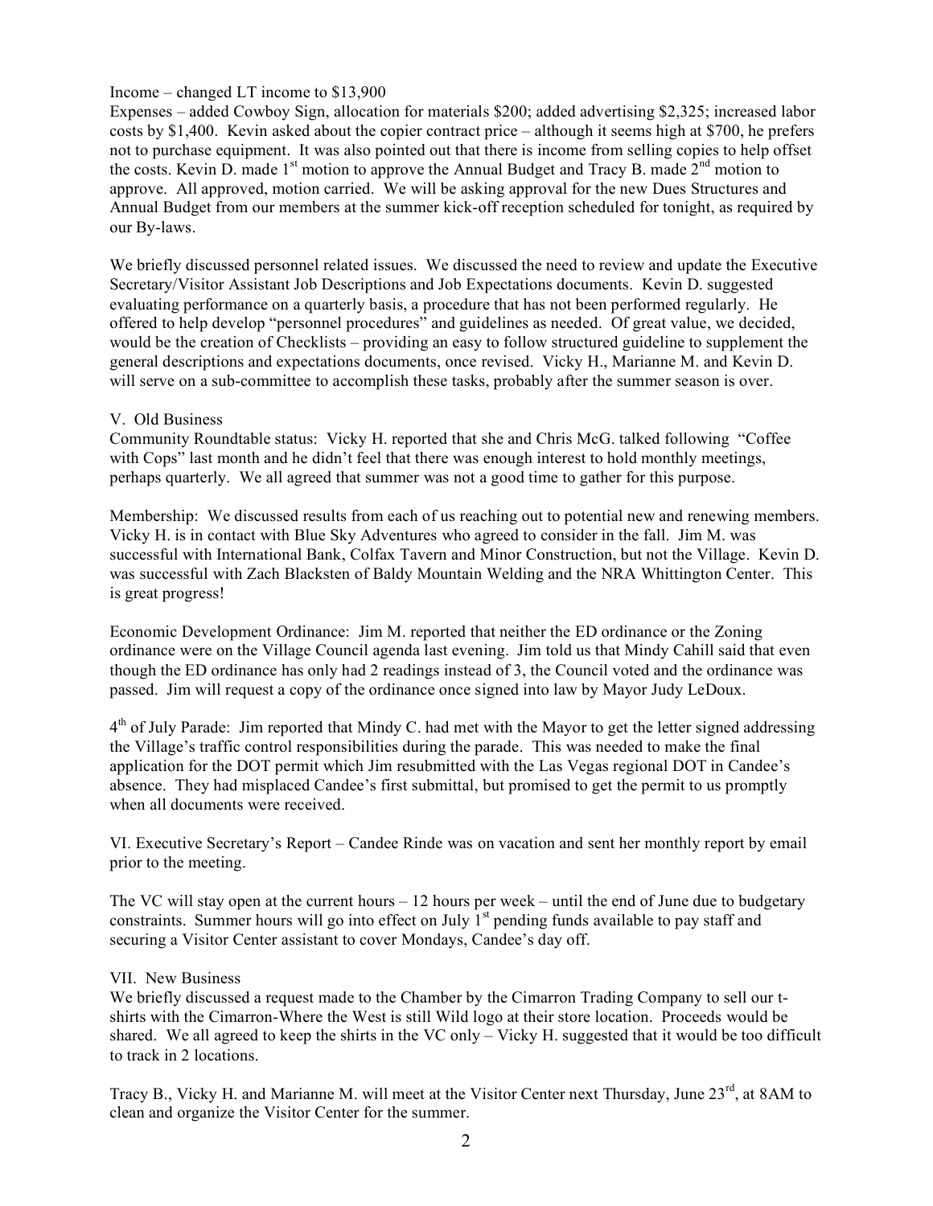Income – changed LT income to $13,900

Expenses – added Cowboy Sign, allocation for materials $200; added advertising $2,325; increased labor costs by $1,400. Kevin asked about the copier contract price – although it seems high at $700, he prefers not to purchase equipment. It was also pointed out that there is income from selling copies to help offset the costs. Kevin D. made 1st motion to approve the Annual Budget and Tracy B. made 2nd motion to approve. All approved, motion carried. We will be asking approval for the new Dues Structures and Annual Budget from our members at the summer kick-off reception scheduled for tonight, as required by our By-laws.

We briefly discussed personnel related issues. We discussed the need to review and update the Executive Secretary/Visitor Assistant Job Descriptions and Job Expectations documents. Kevin D. suggested evaluating performance on a quarterly basis, a procedure that has not been performed regularly. He offered to help develop "personnel procedures" and guidelines as needed. Of great value, we decided, would be the creation of Checklists – providing an easy to follow structured guideline to supplement the general descriptions and expectations documents, once revised. Vicky H., Marianne M. and Kevin D. will serve on a sub-committee to accomplish these tasks, probably after the summer season is over.

V. Old Business

Community Roundtable status: Vicky H. reported that she and Chris McG. talked following "Coffee with Cops" last month and he didn't feel that there was enough interest to hold monthly meetings, perhaps quarterly. We all agreed that summer was not a good time to gather for this purpose.

Membership: We discussed results from each of us reaching out to potential new and renewing members. Vicky H. is in contact with Blue Sky Adventures who agreed to consider in the fall. Jim M. was successful with International Bank, Colfax Tavern and Minor Construction, but not the Village. Kevin D. was successful with Zach Blacksten of Baldy Mountain Welding and the NRA Whittington Center. This is great progress!

Economic Development Ordinance: Jim M. reported that neither the ED ordinance or the Zoning ordinance were on the Village Council agenda last evening. Jim told us that Mindy Cahill said that even though the ED ordinance has only had 2 readings instead of 3, the Council voted and the ordinance was passed. Jim will request a copy of the ordinance once signed into law by Mayor Judy LeDoux.

4th of July Parade: Jim reported that Mindy C. had met with the Mayor to get the letter signed addressing the Village's traffic control responsibilities during the parade. This was needed to make the final application for the DOT permit which Jim resubmitted with the Las Vegas regional DOT in Candee's absence. They had misplaced Candee's first submittal, but promised to get the permit to us promptly when all documents were received.

VI. Executive Secretary's Report – Candee Rinde was on vacation and sent her monthly report by email prior to the meeting.

The VC will stay open at the current hours – 12 hours per week – until the end of June due to budgetary constraints. Summer hours will go into effect on July 1st pending funds available to pay staff and securing a Visitor Center assistant to cover Mondays, Candee's day off.

VII. New Business

We briefly discussed a request made to the Chamber by the Cimarron Trading Company to sell our t-shirts with the Cimarron-Where the West is still Wild logo at their store location. Proceeds would be shared. We all agreed to keep the shirts in the VC only – Vicky H. suggested that it would be too difficult to track in 2 locations.

Tracy B., Vicky H. and Marianne M. will meet at the Visitor Center next Thursday, June 23rd, at 8AM to clean and organize the Visitor Center for the summer.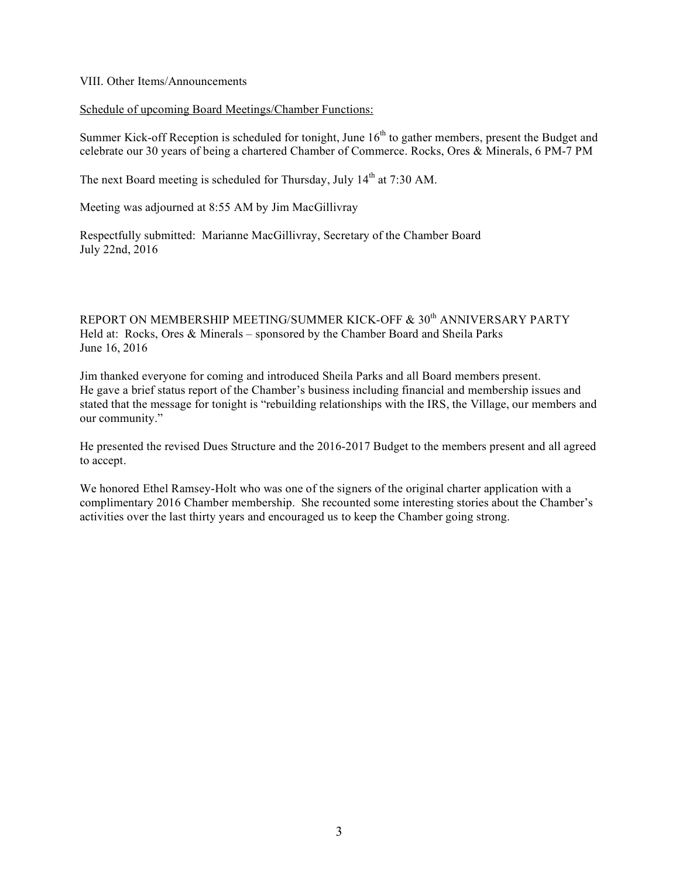VIII. Other Items/Announcements

Schedule of upcoming Board Meetings/Chamber Functions:

Summer Kick-off Reception is scheduled for tonight, June 16th to gather members, present the Budget and celebrate our 30 years of being a chartered Chamber of Commerce. Rocks, Ores & Minerals, 6 PM-7 PM

The next Board meeting is scheduled for Thursday, July 14th at 7:30 AM.

Meeting was adjourned at 8:55 AM by Jim MacGillivray

Respectfully submitted: Marianne MacGillivray, Secretary of the Chamber Board
July 22nd, 2016

REPORT ON MEMBERSHIP MEETING/SUMMER KICK-OFF & 30th ANNIVERSARY PARTY
Held at: Rocks, Ores & Minerals – sponsored by the Chamber Board and Sheila Parks
June 16, 2016

Jim thanked everyone for coming and introduced Sheila Parks and all Board members present.
He gave a brief status report of the Chamber's business including financial and membership issues and stated that the message for tonight is "rebuilding relationships with the IRS, the Village, our members and our community."

He presented the revised Dues Structure and the 2016-2017 Budget to the members present and all agreed to accept.

We honored Ethel Ramsey-Holt who was one of the signers of the original charter application with a complimentary 2016 Chamber membership. She recounted some interesting stories about the Chamber's activities over the last thirty years and encouraged us to keep the Chamber going strong.